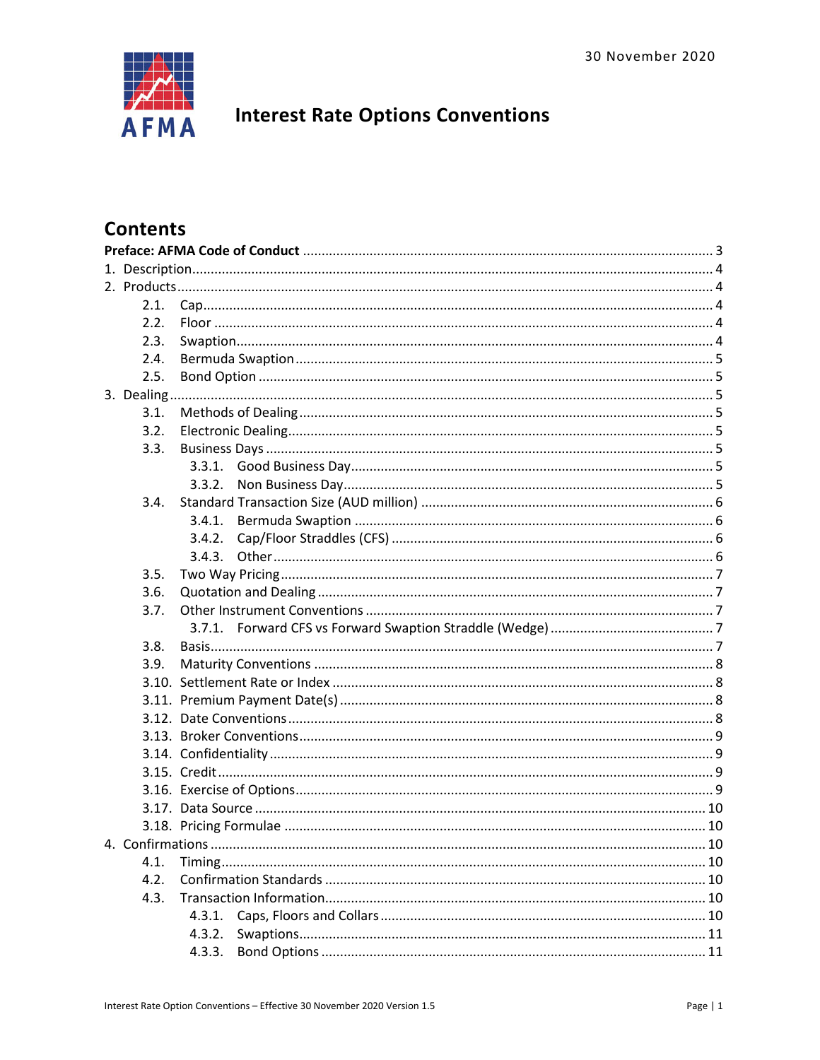30 November 2020

# Interest Rate Options Conventions

## Contents

**Preface: AFMA Code of Conduct** ............ 3

1. Description ............ 4
2. Products ............ 4
   - 2.1. Cap ............ 4
   - 2.2. Floor ............ 4
   - 2.3. Swaption ............ 4
   - 2.4. Bermuda Swaption ............ 5
   - 2.5. Bond Option ............ 5
3. Dealing ............ 5
   - 3.1. Methods of Dealing ............ 5
   - 3.2. Electronic Dealing ............ 5
   - 3.3. Business Days ............ 5
     - 3.3.1. Good Business Day ............ 5
     - 3.3.2. Non Business Day ............ 5
   - 3.4. Standard Transaction Size (AUD million) ............ 6
     - 3.4.1. Bermuda Swaption ............ 6
     - 3.4.2. Cap/Floor Straddles (CFS) ............ 6
     - 3.4.3. Other ............ 6
   - 3.5. Two Way Pricing ............ 7
   - 3.6. Quotation and Dealing ............ 7
   - 3.7. Other Instrument Conventions ............ 7
     - 3.7.1. Forward CFS vs Forward Swaption Straddle (Wedge) ............ 7
   - 3.8. Basis ............ 7
   - 3.9. Maturity Conventions ............ 8
   - 3.10. Settlement Rate or Index ............ 8
   - 3.11. Premium Payment Date(s) ............ 8
   - 3.12. Date Conventions ............ 8
   - 3.13. Broker Conventions ............ 9
   - 3.14. Confidentiality ............ 9
   - 3.15. Credit ............ 9
   - 3.16. Exercise of Options ............ 9
   - 3.17. Data Source ............ 10
   - 3.18. Pricing Formulae ............ 10
4. Confirmations ............ 10
   - 4.1. Timing ............ 10
   - 4.2. Confirmation Standards ............ 10
   - 4.3. Transaction Information ............ 10
     - 4.3.1. Caps, Floors and Collars ............ 10
     - 4.3.2. Swaptions ............ 11
     - 4.3.3. Bond Options ............ 11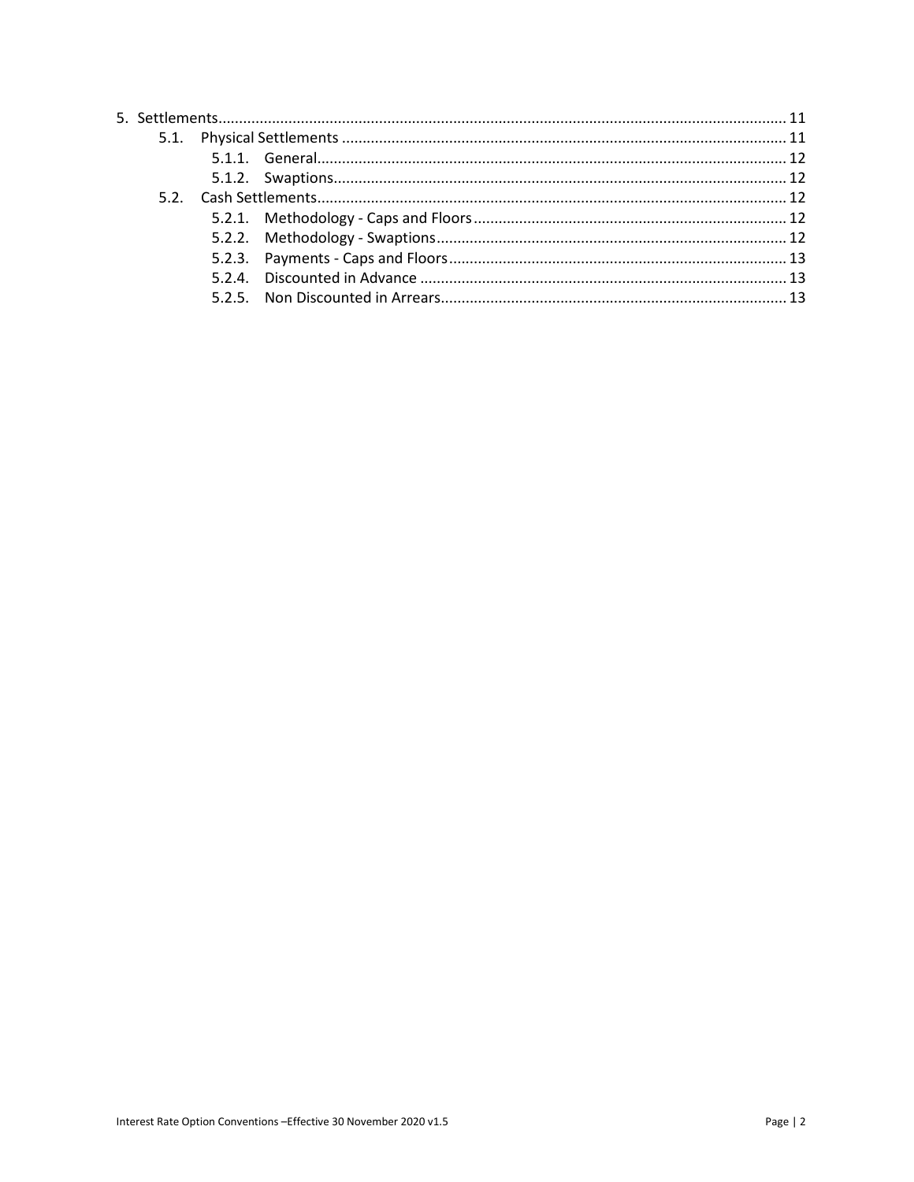5. Settlements ........ 11
   - 5.1. Physical Settlements ........ 11
     - 5.1.1. General ........ 12
     - 5.1.2. Swaptions ........ 12
   - 5.2. Cash Settlements ........ 12
     - 5.2.1. Methodology - Caps and Floors ........ 12
     - 5.2.2. Methodology - Swaptions ........ 12
     - 5.2.3. Payments - Caps and Floors ........ 13
     - 5.2.4. Discounted in Advance ........ 13
     - 5.2.5. Non Discounted in Arrears ........ 13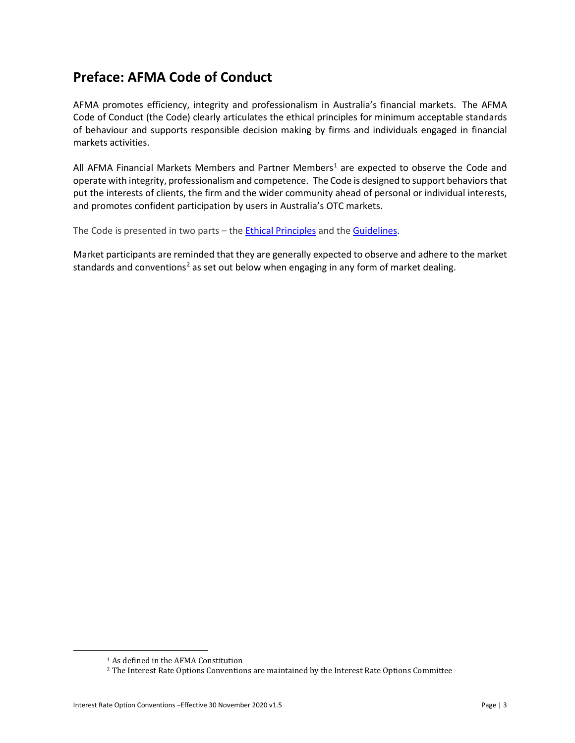## Preface: AFMA Code of Conduct

AFMA promotes efficiency, integrity and professionalism in Australia's financial markets. The AFMA Code of Conduct (the Code) clearly articulates the ethical principles for minimum acceptable standards of behaviour and supports responsible decision making by firms and individuals engaged in financial markets activities.

All AFMA Financial Markets Members and Partner Members[1] are expected to observe the Code and operate with integrity, professionalism and competence. The Code is designed to support behaviors that put the interests of clients, the firm and the wider community ahead of personal or individual interests, and promotes confident participation by users in Australia's OTC markets.

The Code is presented in two parts – the Ethical Principles and the Guidelines.

Market participants are reminded that they are generally expected to observe and adhere to the market standards and conventions[2] as set out below when engaging in any form of market dealing.

[1] As defined in the AFMA Constitution

[2] The Interest Rate Options Conventions are maintained by the Interest Rate Options Committee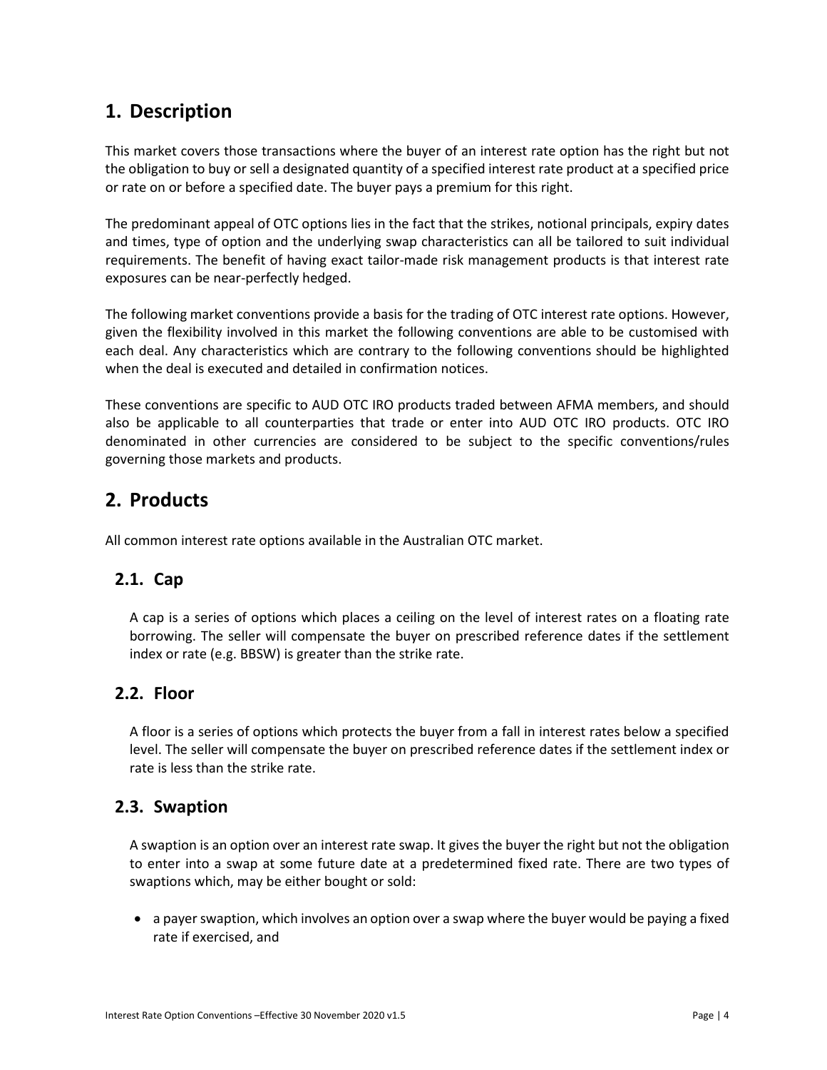# 1. Description

This market covers those transactions where the buyer of an interest rate option has the right but not the obligation to buy or sell a designated quantity of a specified interest rate product at a specified price or rate on or before a specified date. The buyer pays a premium for this right.

The predominant appeal of OTC options lies in the fact that the strikes, notional principals, expiry dates and times, type of option and the underlying swap characteristics can all be tailored to suit individual requirements. The benefit of having exact tailor-made risk management products is that interest rate exposures can be near-perfectly hedged.

The following market conventions provide a basis for the trading of OTC interest rate options. However, given the flexibility involved in this market the following conventions are able to be customised with each deal. Any characteristics which are contrary to the following conventions should be highlighted when the deal is executed and detailed in confirmation notices.

These conventions are specific to AUD OTC IRO products traded between AFMA members, and should also be applicable to all counterparties that trade or enter into AUD OTC IRO products. OTC IRO denominated in other currencies are considered to be subject to the specific conventions/rules governing those markets and products.

# 2. Products

All common interest rate options available in the Australian OTC market.

## 2.1. Cap

A cap is a series of options which places a ceiling on the level of interest rates on a floating rate borrowing. The seller will compensate the buyer on prescribed reference dates if the settlement index or rate (e.g. BBSW) is greater than the strike rate.

## 2.2. Floor

A floor is a series of options which protects the buyer from a fall in interest rates below a specified level. The seller will compensate the buyer on prescribed reference dates if the settlement index or rate is less than the strike rate.

## 2.3. Swaption

A swaption is an option over an interest rate swap. It gives the buyer the right but not the obligation to enter into a swap at some future date at a predetermined fixed rate. There are two types of swaptions which, may be either bought or sold:

- a payer swaption, which involves an option over a swap where the buyer would be paying a fixed rate if exercised, and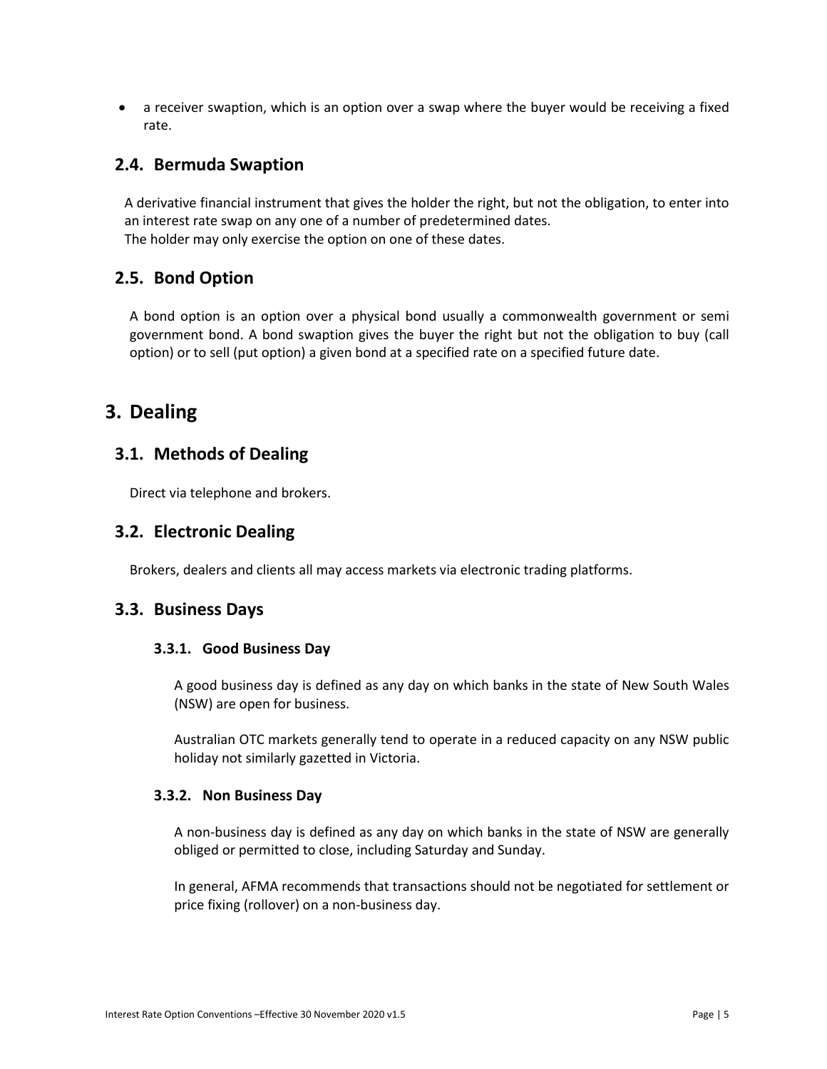- a receiver swaption, which is an option over a swap where the buyer would be receiving a fixed rate.

## 2.4. Bermuda Swaption

A derivative financial instrument that gives the holder the right, but not the obligation, to enter into an interest rate swap on any one of a number of predetermined dates.
The holder may only exercise the option on one of these dates.

## 2.5. Bond Option

A bond option is an option over a physical bond usually a commonwealth government or semi government bond. A bond swaption gives the buyer the right but not the obligation to buy (call option) or to sell (put option) a given bond at a specified rate on a specified future date.

# 3. Dealing

## 3.1. Methods of Dealing

Direct via telephone and brokers.

## 3.2. Electronic Dealing

Brokers, dealers and clients all may access markets via electronic trading platforms.

## 3.3. Business Days

### 3.3.1. Good Business Day

A good business day is defined as any day on which banks in the state of New South Wales (NSW) are open for business.

Australian OTC markets generally tend to operate in a reduced capacity on any NSW public holiday not similarly gazetted in Victoria.

### 3.3.2. Non Business Day

A non-business day is defined as any day on which banks in the state of NSW are generally obliged or permitted to close, including Saturday and Sunday.

In general, AFMA recommends that transactions should not be negotiated for settlement or price fixing (rollover) on a non-business day.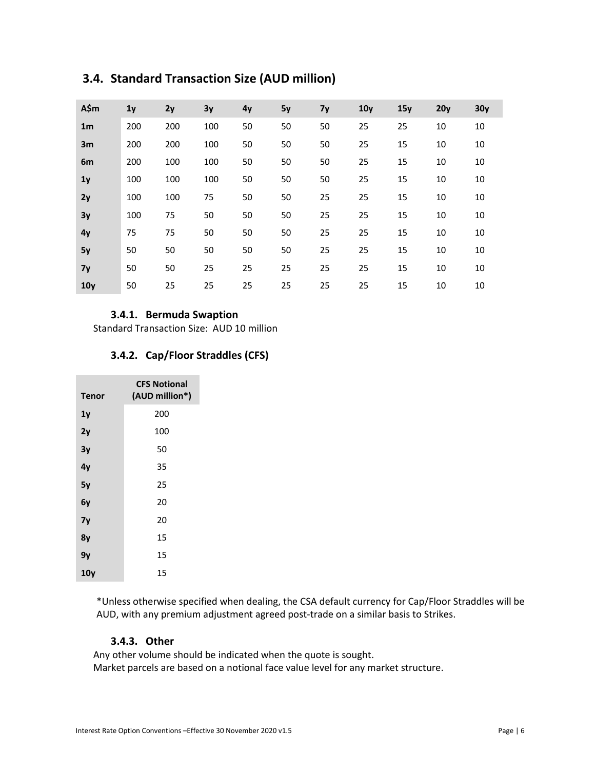## 3.4. Standard Transaction Size (AUD million)

| A$m | 1y | 2y | 3y | 4y | 5y | 7y | 10y | 15y | 20y | 30y |
|---|---|---|---|---|---|---|---|---|---|---|
| **1m** | 200 | 200 | 100 | 50 | 50 | 50 | 25 | 25 | 10 | 10 |
| **3m** | 200 | 200 | 100 | 50 | 50 | 50 | 25 | 15 | 10 | 10 |
| **6m** | 200 | 100 | 100 | 50 | 50 | 50 | 25 | 15 | 10 | 10 |
| **1y** | 100 | 100 | 100 | 50 | 50 | 50 | 25 | 15 | 10 | 10 |
| **2y** | 100 | 100 | 75 | 50 | 50 | 25 | 25 | 15 | 10 | 10 |
| **3y** | 100 | 75 | 50 | 50 | 50 | 25 | 25 | 15 | 10 | 10 |
| **4y** | 75 | 75 | 50 | 50 | 50 | 25 | 25 | 15 | 10 | 10 |
| **5y** | 50 | 50 | 50 | 50 | 50 | 25 | 25 | 15 | 10 | 10 |
| **7y** | 50 | 50 | 25 | 25 | 25 | 25 | 25 | 15 | 10 | 10 |
| **10y** | 50 | 25 | 25 | 25 | 25 | 25 | 25 | 15 | 10 | 10 |

### 3.4.1. Bermuda Swaption

Standard Transaction Size: AUD 10 million

### 3.4.2. Cap/Floor Straddles (CFS)

| Tenor | CFS Notional (AUD million*) |
|---|---|
| **1y** | 200 |
| **2y** | 100 |
| **3y** | 50 |
| **4y** | 35 |
| **5y** | 25 |
| **6y** | 20 |
| **7y** | 20 |
| **8y** | 15 |
| **9y** | 15 |
| **10y** | 15 |

*Unless otherwise specified when dealing, the CSA default currency for Cap/Floor Straddles will be AUD, with any premium adjustment agreed post-trade on a similar basis to Strikes.

### 3.4.3. Other

Any other volume should be indicated when the quote is sought.
Market parcels are based on a notional face value level for any market structure.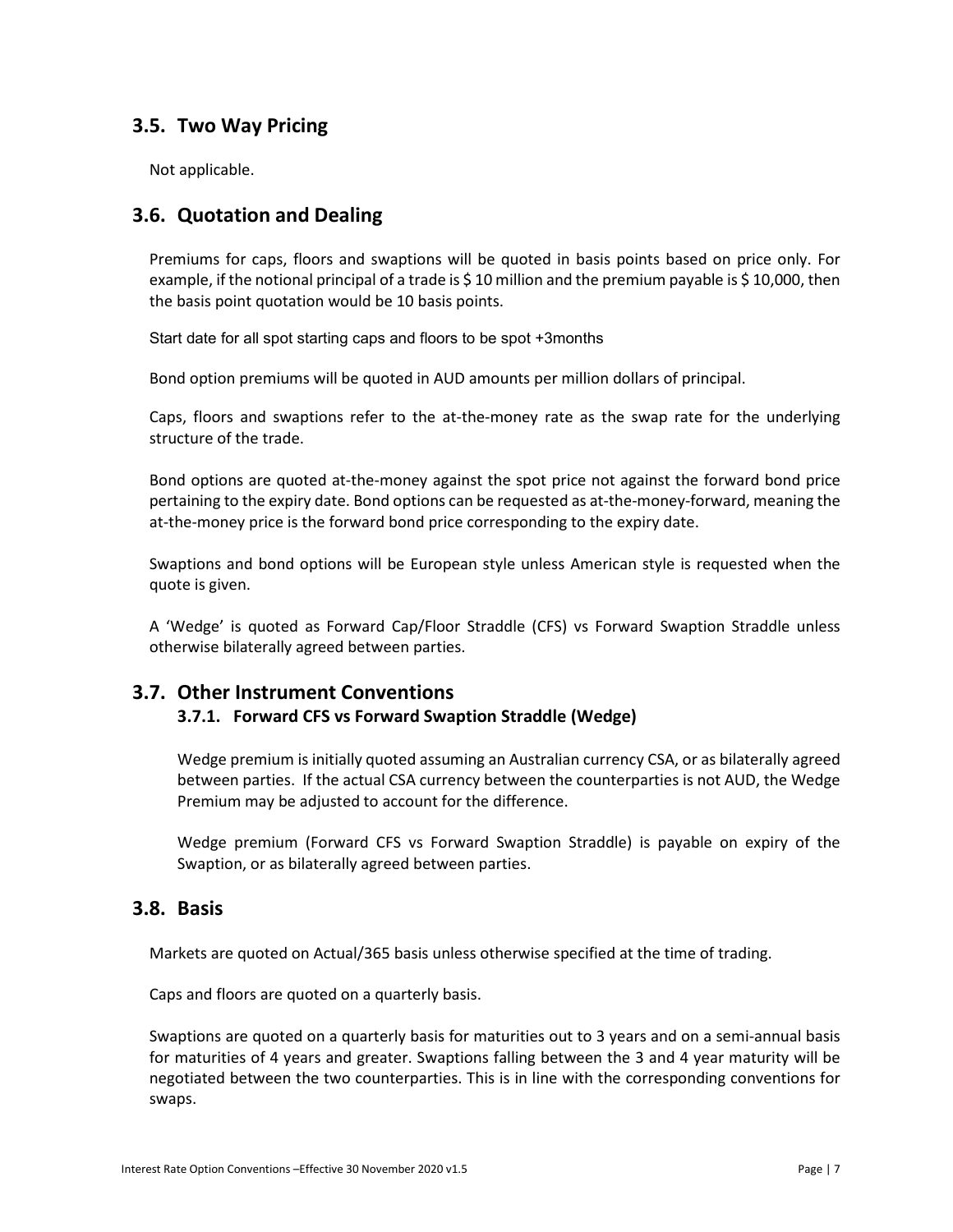## 3.5. Two Way Pricing

Not applicable.

## 3.6. Quotation and Dealing

Premiums for caps, floors and swaptions will be quoted in basis points based on price only. For example, if the notional principal of a trade is $ 10 million and the premium payable is $ 10,000, then the basis point quotation would be 10 basis points.

Start date for all spot starting caps and floors to be spot +3months

Bond option premiums will be quoted in AUD amounts per million dollars of principal.

Caps, floors and swaptions refer to the at-the-money rate as the swap rate for the underlying structure of the trade.

Bond options are quoted at-the-money against the spot price not against the forward bond price pertaining to the expiry date. Bond options can be requested as at-the-money-forward, meaning the at-the-money price is the forward bond price corresponding to the expiry date.

Swaptions and bond options will be European style unless American style is requested when the quote is given.

A 'Wedge' is quoted as Forward Cap/Floor Straddle (CFS) vs Forward Swaption Straddle unless otherwise bilaterally agreed between parties.

## 3.7. Other Instrument Conventions

### 3.7.1. Forward CFS vs Forward Swaption Straddle (Wedge)

Wedge premium is initially quoted assuming an Australian currency CSA, or as bilaterally agreed between parties. If the actual CSA currency between the counterparties is not AUD, the Wedge Premium may be adjusted to account for the difference.

Wedge premium (Forward CFS vs Forward Swaption Straddle) is payable on expiry of the Swaption, or as bilaterally agreed between parties.

## 3.8. Basis

Markets are quoted on Actual/365 basis unless otherwise specified at the time of trading.

Caps and floors are quoted on a quarterly basis.

Swaptions are quoted on a quarterly basis for maturities out to 3 years and on a semi-annual basis for maturities of 4 years and greater. Swaptions falling between the 3 and 4 year maturity will be negotiated between the two counterparties. This is in line with the corresponding conventions for swaps.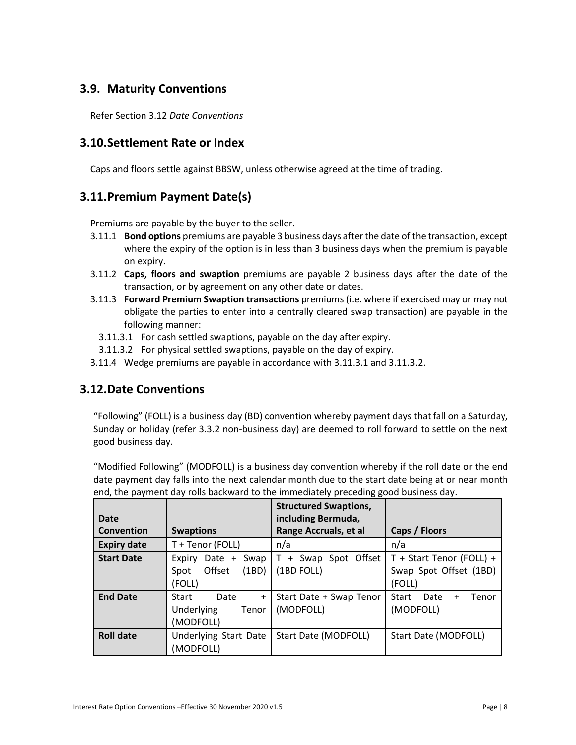## 3.9. Maturity Conventions

Refer Section 3.12 *Date Conventions*

## 3.10. Settlement Rate or Index

Caps and floors settle against BBSW, unless otherwise agreed at the time of trading.

## 3.11. Premium Payment Date(s)

Premiums are payable by the buyer to the seller.

3.11.1 **Bond options** premiums are payable 3 business days after the date of the transaction, except where the expiry of the option is in less than 3 business days when the premium is payable on expiry.

3.11.2 **Caps, floors and swaption** premiums are payable 2 business days after the date of the transaction, or by agreement on any other date or dates.

3.11.3 **Forward Premium Swaption transactions** premiums (i.e. where if exercised may or may not obligate the parties to enter into a centrally cleared swap transaction) are payable in the following manner:

3.11.3.1 For cash settled swaptions, payable on the day after expiry.

3.11.3.2 For physical settled swaptions, payable on the day of expiry.

3.11.4 Wedge premiums are payable in accordance with 3.11.3.1 and 3.11.3.2.

## 3.12. Date Conventions

"Following" (FOLL) is a business day (BD) convention whereby payment days that fall on a Saturday, Sunday or holiday (refer 3.3.2 non-business day) are deemed to roll forward to settle on the next good business day.

"Modified Following" (MODFOLL) is a business day convention whereby if the roll date or the end date payment day falls into the next calendar month due to the start date being at or near month end, the payment day rolls backward to the immediately preceding good business day.

| Date Convention | Swaptions | Structured Swaptions, including Bermuda, Range Accruals, et al | Caps / Floors |
|---|---|---|---|
| **Expiry date** | T + Tenor (FOLL) | n/a | n/a |
| **Start Date** | Expiry Date + Swap Spot Offset (1BD) (FOLL) | T + Swap Spot Offset (1BD FOLL) | T + Start Tenor (FOLL) + Swap Spot Offset (1BD) (FOLL) |
| **End Date** | Start Date + Underlying Tenor (MODFOLL) | Start Date + Swap Tenor (MODFOLL) | Start Date + Tenor (MODFOLL) |
| **Roll date** | Underlying Start Date (MODFOLL) | Start Date (MODFOLL) | Start Date (MODFOLL) |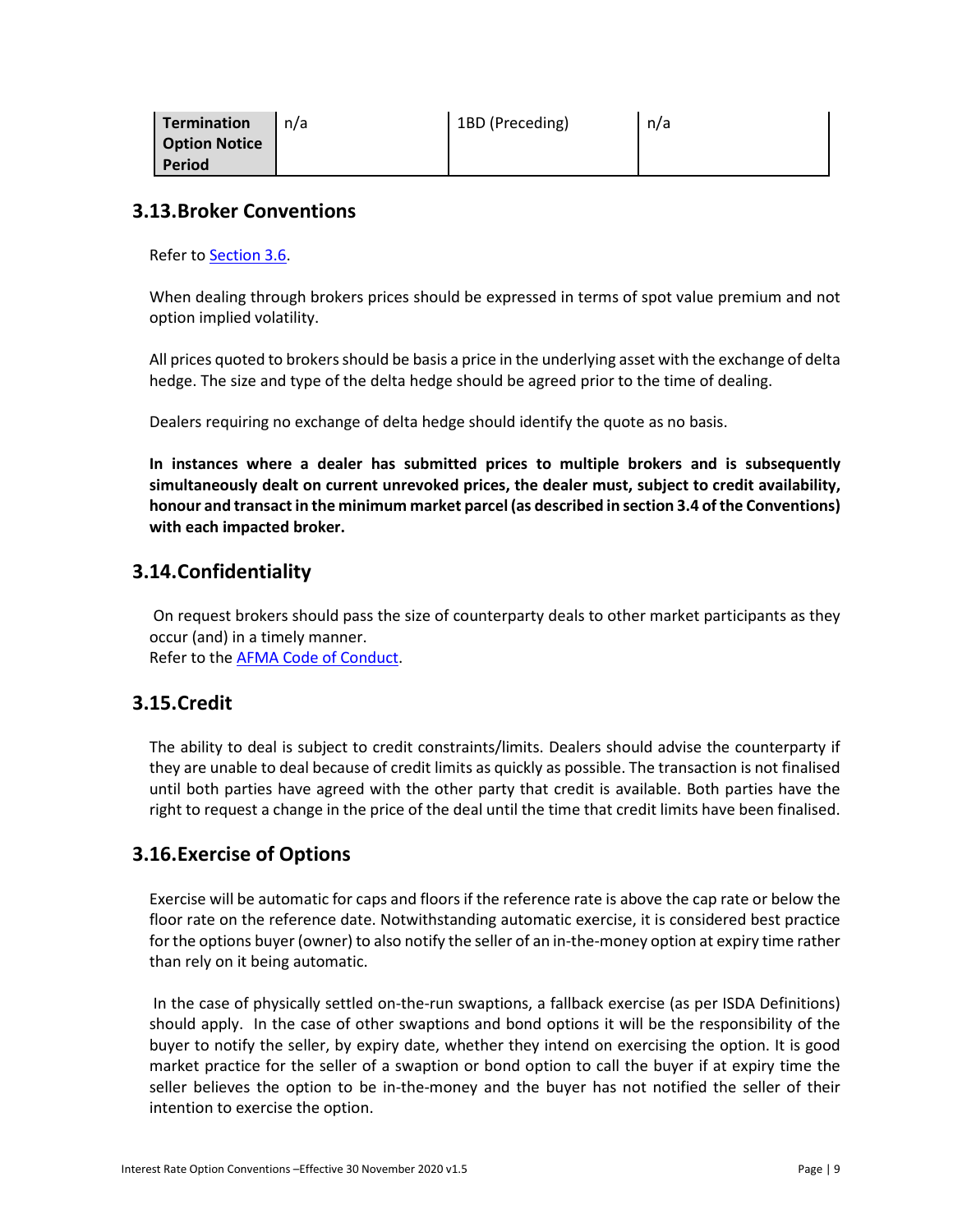| Termination Option Notice Period | n/a | 1BD (Preceding) | n/a |
| --- | --- | --- | --- |

## 3.13. Broker Conventions

Refer to Section 3.6.

When dealing through brokers prices should be expressed in terms of spot value premium and not option implied volatility.

All prices quoted to brokers should be basis a price in the underlying asset with the exchange of delta hedge. The size and type of the delta hedge should be agreed prior to the time of dealing.

Dealers requiring no exchange of delta hedge should identify the quote as no basis.

**In instances where a dealer has submitted prices to multiple brokers and is subsequently simultaneously dealt on current unrevoked prices, the dealer must, subject to credit availability, honour and transact in the minimum market parcel (as described in section 3.4 of the Conventions) with each impacted broker.**

## 3.14. Confidentiality

On request brokers should pass the size of counterparty deals to other market participants as they occur (and) in a timely manner.
Refer to the AFMA Code of Conduct.

## 3.15. Credit

The ability to deal is subject to credit constraints/limits. Dealers should advise the counterparty if they are unable to deal because of credit limits as quickly as possible. The transaction is not finalised until both parties have agreed with the other party that credit is available. Both parties have the right to request a change in the price of the deal until the time that credit limits have been finalised.

## 3.16. Exercise of Options

Exercise will be automatic for caps and floors if the reference rate is above the cap rate or below the floor rate on the reference date. Notwithstanding automatic exercise, it is considered best practice for the options buyer (owner) to also notify the seller of an in-the-money option at expiry time rather than rely on it being automatic.

In the case of physically settled on-the-run swaptions, a fallback exercise (as per ISDA Definitions) should apply. In the case of other swaptions and bond options it will be the responsibility of the buyer to notify the seller, by expiry date, whether they intend on exercising the option. It is good market practice for the seller of a swaption or bond option to call the buyer if at expiry time the seller believes the option to be in-the-money and the buyer has not notified the seller of their intention to exercise the option.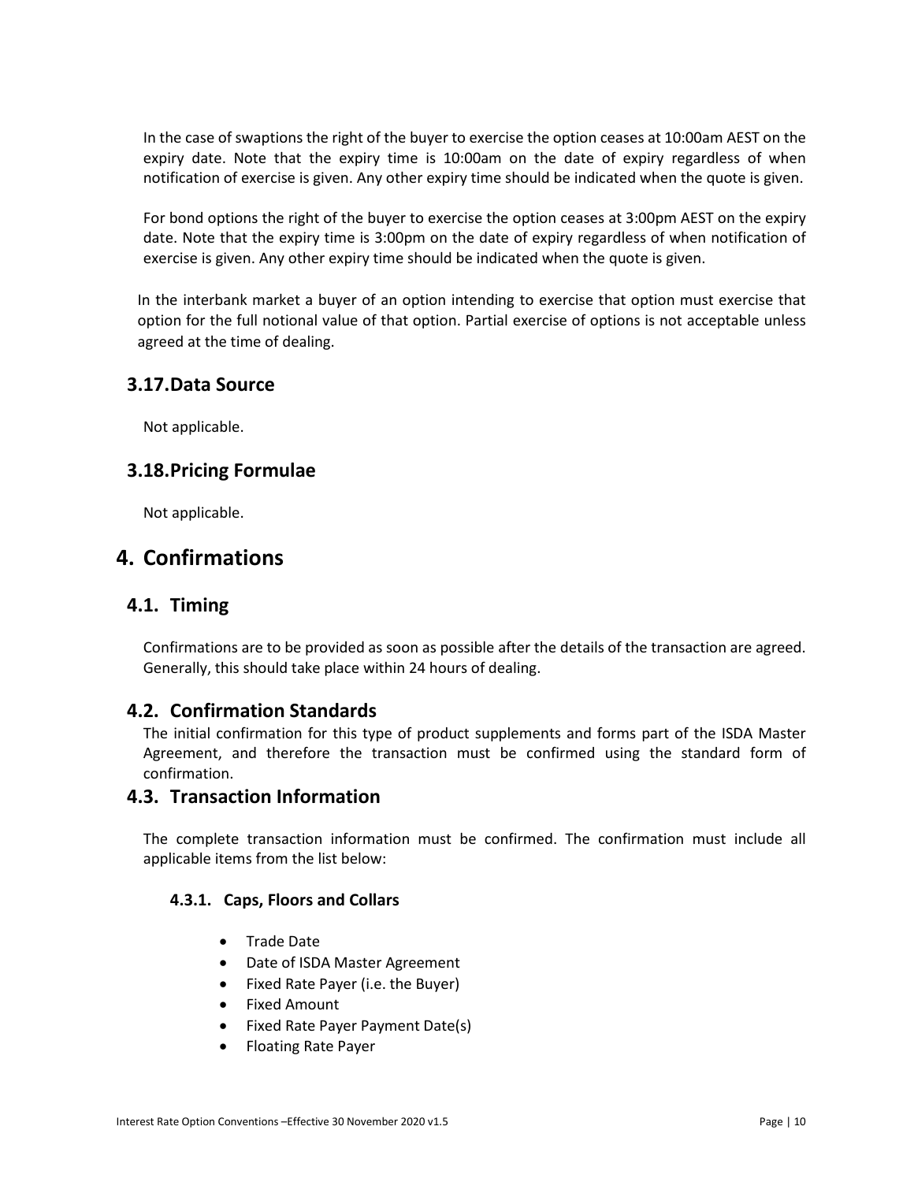In the case of swaptions the right of the buyer to exercise the option ceases at 10:00am AEST on the expiry date. Note that the expiry time is 10:00am on the date of expiry regardless of when notification of exercise is given. Any other expiry time should be indicated when the quote is given.

For bond options the right of the buyer to exercise the option ceases at 3:00pm AEST on the expiry date. Note that the expiry time is 3:00pm on the date of expiry regardless of when notification of exercise is given. Any other expiry time should be indicated when the quote is given.

In the interbank market a buyer of an option intending to exercise that option must exercise that option for the full notional value of that option. Partial exercise of options is not acceptable unless agreed at the time of dealing.

## 3.17. Data Source

Not applicable.

## 3.18. Pricing Formulae

Not applicable.

# 4. Confirmations

## 4.1. Timing

Confirmations are to be provided as soon as possible after the details of the transaction are agreed. Generally, this should take place within 24 hours of dealing.

## 4.2. Confirmation Standards

The initial confirmation for this type of product supplements and forms part of the ISDA Master Agreement, and therefore the transaction must be confirmed using the standard form of confirmation.

## 4.3. Transaction Information

The complete transaction information must be confirmed. The confirmation must include all applicable items from the list below:

### 4.3.1. Caps, Floors and Collars

- Trade Date
- Date of ISDA Master Agreement
- Fixed Rate Payer (i.e. the Buyer)
- Fixed Amount
- Fixed Rate Payer Payment Date(s)
- Floating Rate Payer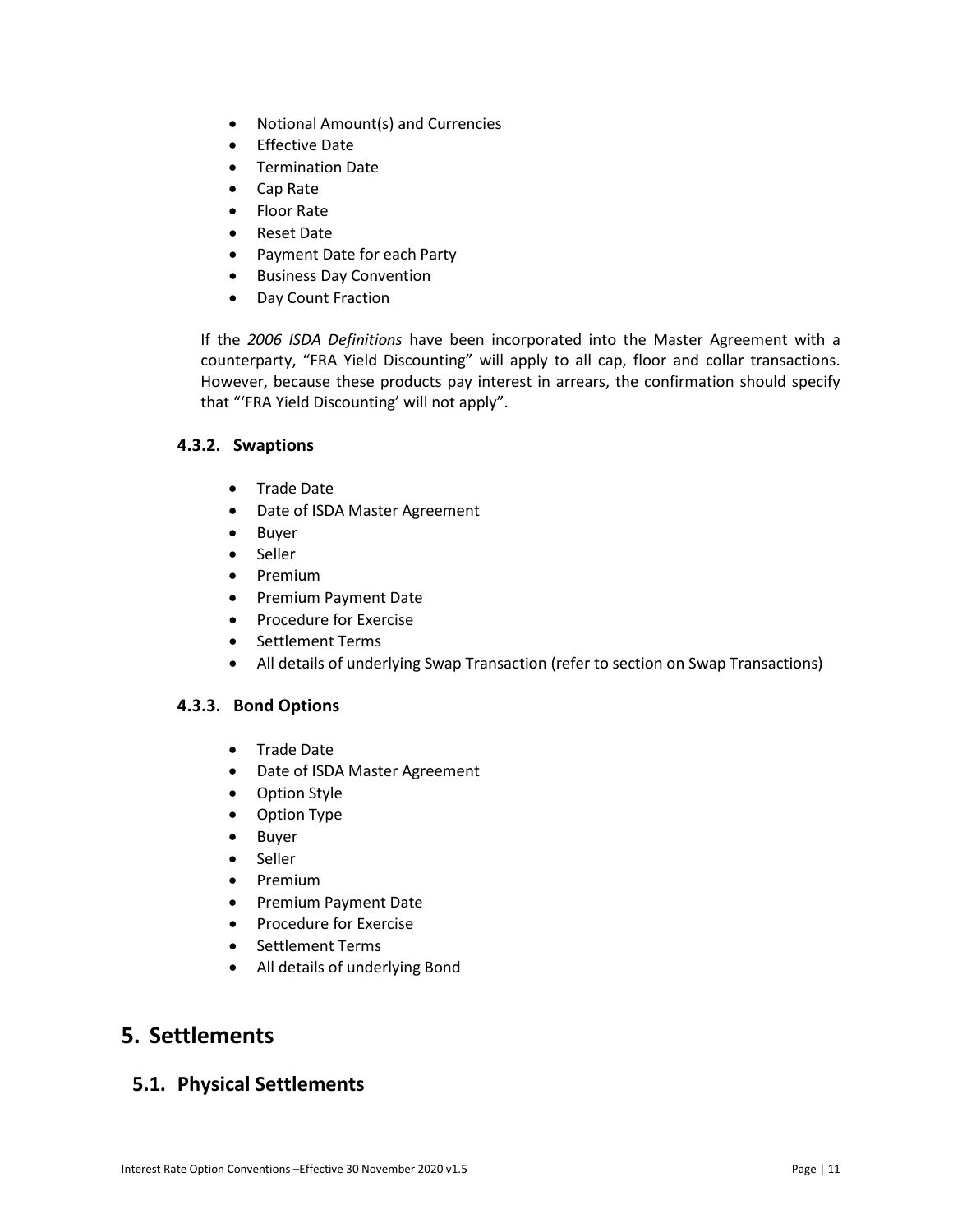- Notional Amount(s) and Currencies
- Effective Date
- Termination Date
- Cap Rate
- Floor Rate
- Reset Date
- Payment Date for each Party
- Business Day Convention
- Day Count Fraction

If the *2006 ISDA Definitions* have been incorporated into the Master Agreement with a counterparty, "FRA Yield Discounting" will apply to all cap, floor and collar transactions. However, because these products pay interest in arrears, the confirmation should specify that "'FRA Yield Discounting' will not apply".

### 4.3.2. Swaptions

- Trade Date
- Date of ISDA Master Agreement
- Buyer
- Seller
- Premium
- Premium Payment Date
- Procedure for Exercise
- Settlement Terms
- All details of underlying Swap Transaction (refer to section on Swap Transactions)

### 4.3.3. Bond Options

- Trade Date
- Date of ISDA Master Agreement
- Option Style
- Option Type
- Buyer
- Seller
- Premium
- Premium Payment Date
- Procedure for Exercise
- Settlement Terms
- All details of underlying Bond

# 5. Settlements

## 5.1. Physical Settlements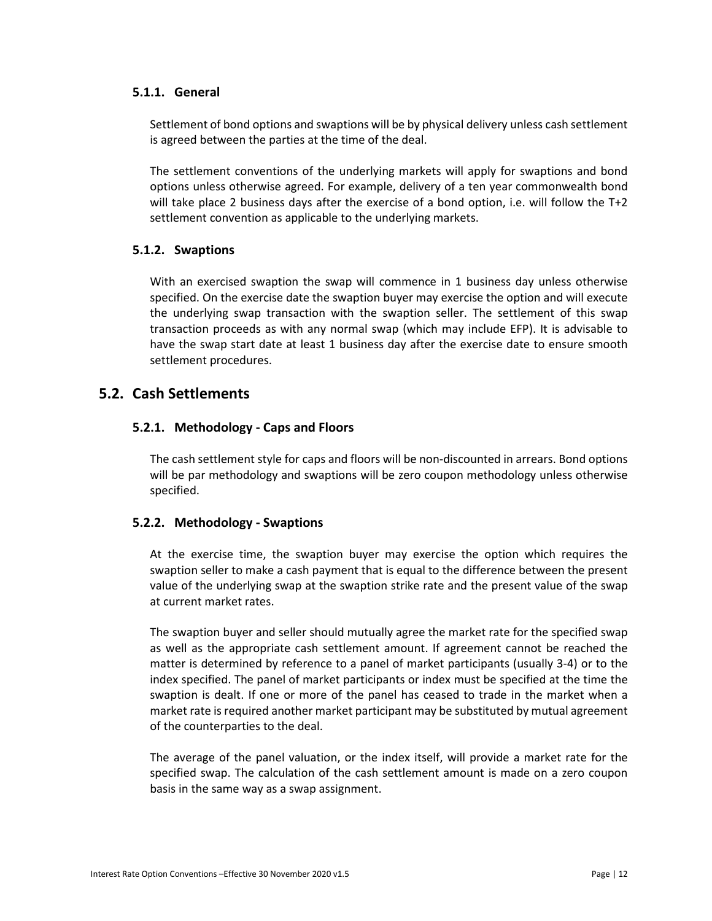### 5.1.1. General

Settlement of bond options and swaptions will be by physical delivery unless cash settlement is agreed between the parties at the time of the deal.

The settlement conventions of the underlying markets will apply for swaptions and bond options unless otherwise agreed. For example, delivery of a ten year commonwealth bond will take place 2 business days after the exercise of a bond option, i.e. will follow the T+2 settlement convention as applicable to the underlying markets.

### 5.1.2. Swaptions

With an exercised swaption the swap will commence in 1 business day unless otherwise specified. On the exercise date the swaption buyer may exercise the option and will execute the underlying swap transaction with the swaption seller. The settlement of this swap transaction proceeds as with any normal swap (which may include EFP). It is advisable to have the swap start date at least 1 business day after the exercise date to ensure smooth settlement procedures.

## 5.2. Cash Settlements

### 5.2.1. Methodology - Caps and Floors

The cash settlement style for caps and floors will be non-discounted in arrears. Bond options will be par methodology and swaptions will be zero coupon methodology unless otherwise specified.

### 5.2.2. Methodology - Swaptions

At the exercise time, the swaption buyer may exercise the option which requires the swaption seller to make a cash payment that is equal to the difference between the present value of the underlying swap at the swaption strike rate and the present value of the swap at current market rates.

The swaption buyer and seller should mutually agree the market rate for the specified swap as well as the appropriate cash settlement amount. If agreement cannot be reached the matter is determined by reference to a panel of market participants (usually 3-4) or to the index specified. The panel of market participants or index must be specified at the time the swaption is dealt. If one or more of the panel has ceased to trade in the market when a market rate is required another market participant may be substituted by mutual agreement of the counterparties to the deal.

The average of the panel valuation, or the index itself, will provide a market rate for the specified swap. The calculation of the cash settlement amount is made on a zero coupon basis in the same way as a swap assignment.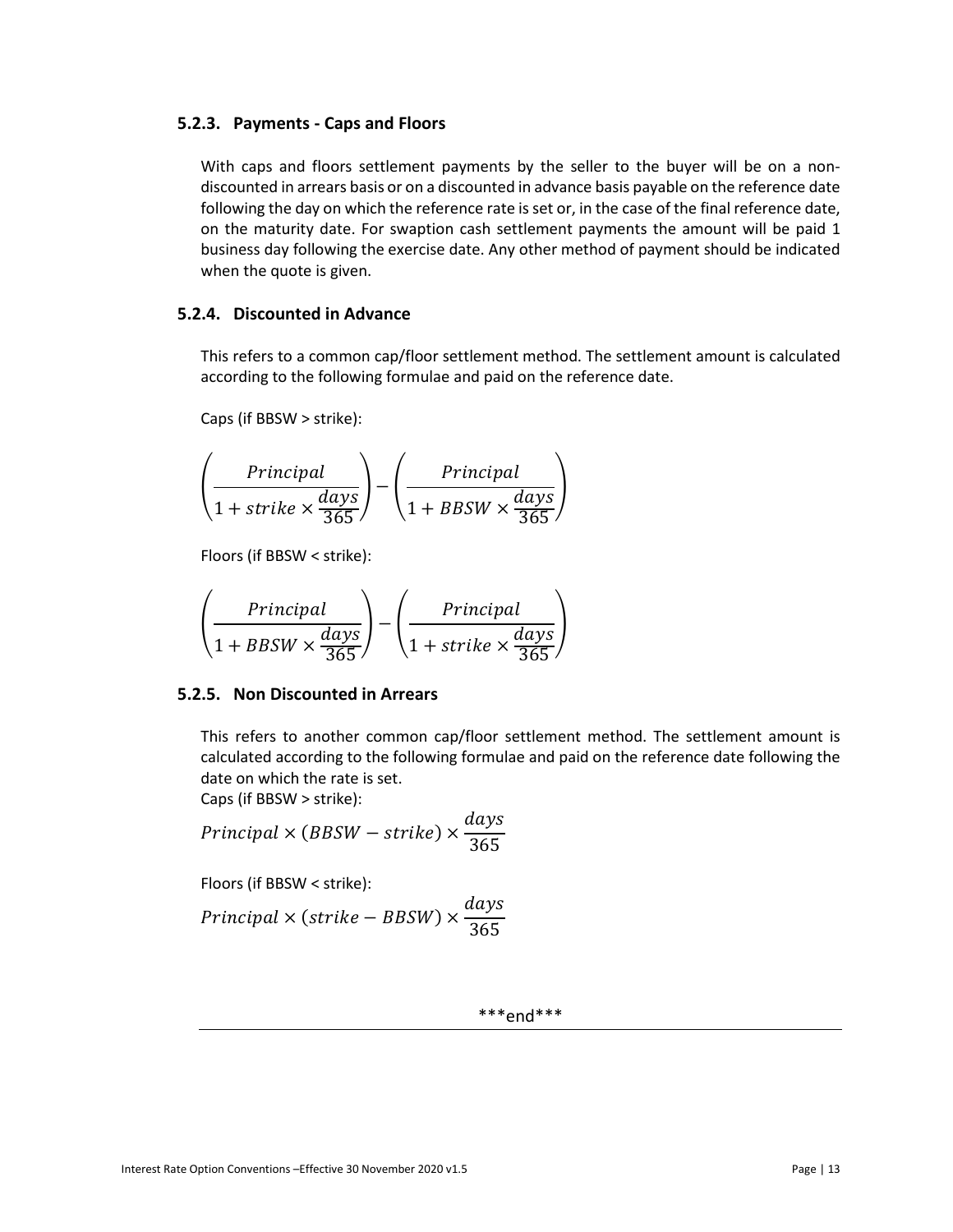### 5.2.3. Payments - Caps and Floors

With caps and floors settlement payments by the seller to the buyer will be on a non-discounted in arrears basis or on a discounted in advance basis payable on the reference date following the day on which the reference rate is set or, in the case of the final reference date, on the maturity date. For swaption cash settlement payments the amount will be paid 1 business day following the exercise date. Any other method of payment should be indicated when the quote is given.

### 5.2.4. Discounted in Advance

This refers to a common cap/floor settlement method. The settlement amount is calculated according to the following formulae and paid on the reference date.

Caps (if BBSW > strike):

$$\left(\frac{Principal}{1 + strike \times \frac{days}{365}}\right) - \left(\frac{Principal}{1 + BBSW \times \frac{days}{365}}\right)$$

Floors (if BBSW < strike):

$$\left(\frac{Principal}{1 + BBSW \times \frac{days}{365}}\right) - \left(\frac{Principal}{1 + strike \times \frac{days}{365}}\right)$$

### 5.2.5. Non Discounted in Arrears

This refers to another common cap/floor settlement method. The settlement amount is calculated according to the following formulae and paid on the reference date following the date on which the rate is set.

Caps (if BBSW > strike):

$$Principal \times (BBSW - strike) \times \frac{days}{365}$$

Floors (if BBSW < strike):

$$Principal \times (strike - BBSW) \times \frac{days}{365}$$

***end***